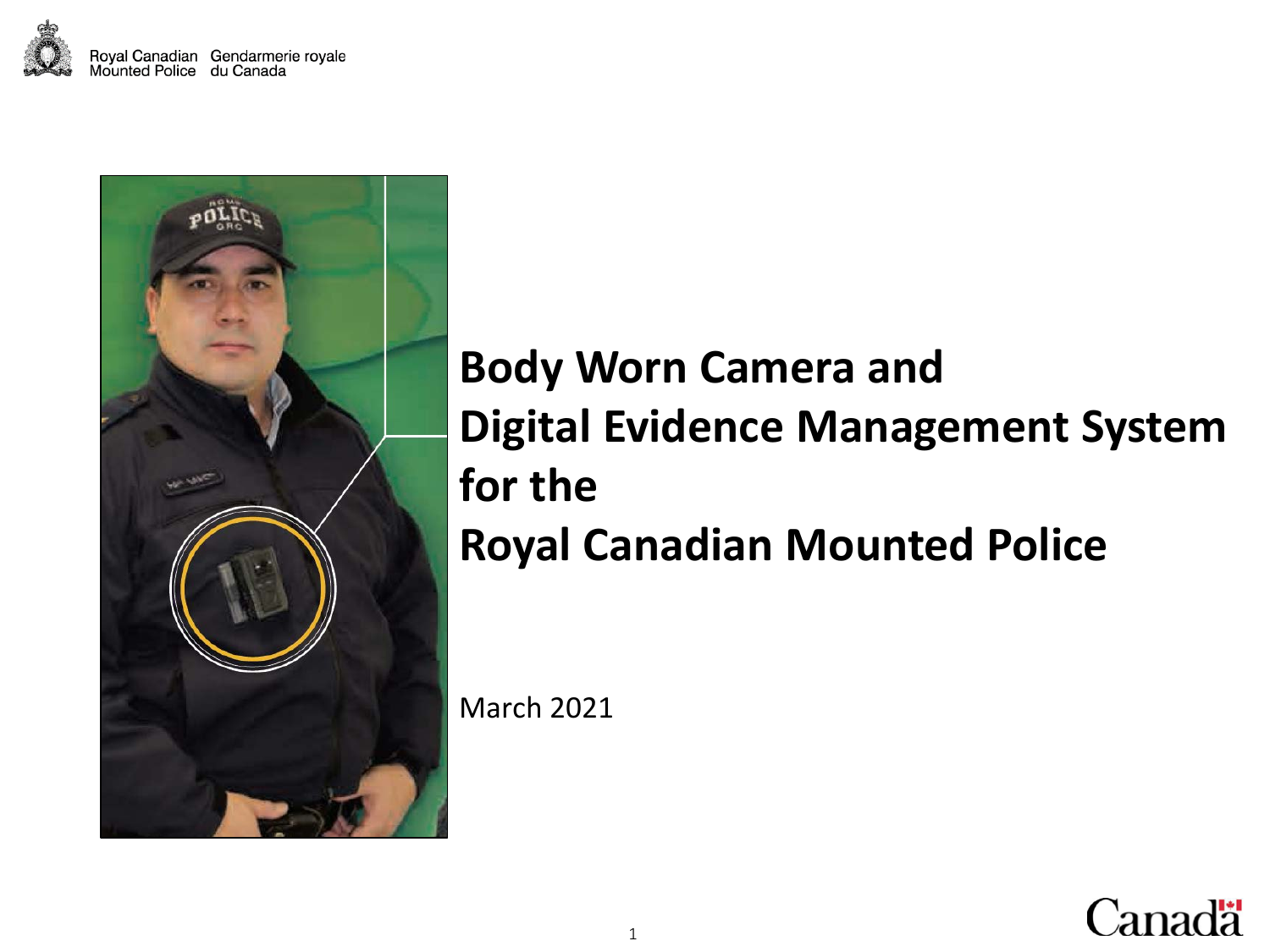Royal Canadian Mounted Police | Gendarmerie royale du Canada

# Body Worn Camera and Digital Evidence Management System for the Royal Canadian Mounted Police

March 2021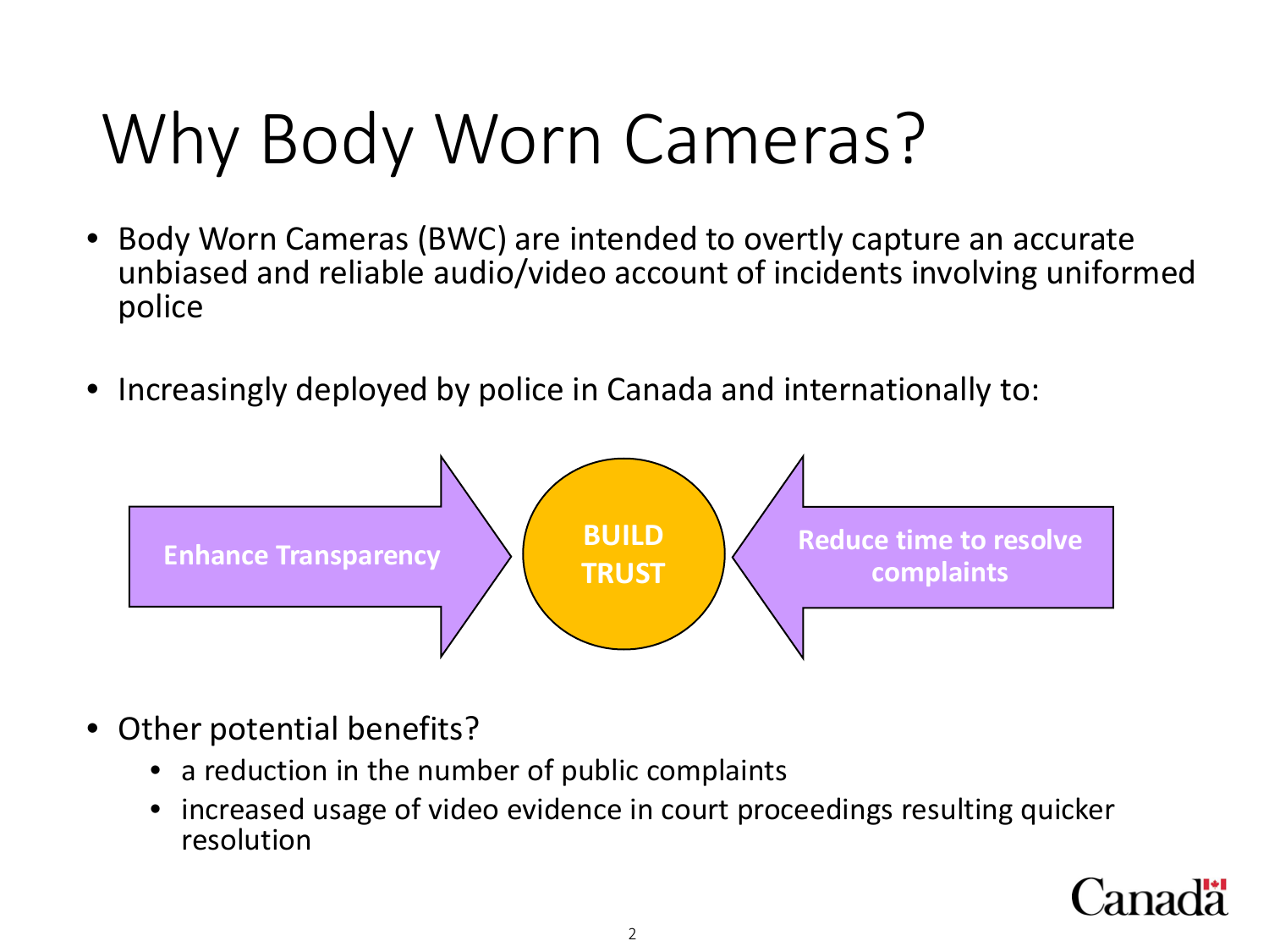# Why Body Worn Cameras?

- Body Worn Cameras (BWC) are intended to overtly capture an accurate unbiased and reliable audio/video account of incidents involving uniformed police

- Increasingly deployed by police in Canada and internationally to:

**Enhance Transparency** → **BUILD TRUST** ← **Reduce time to resolve complaints**

- Other potential benefits?
  - a reduction in the number of public complaints
  - increased usage of video evidence in court proceedings resulting quicker resolution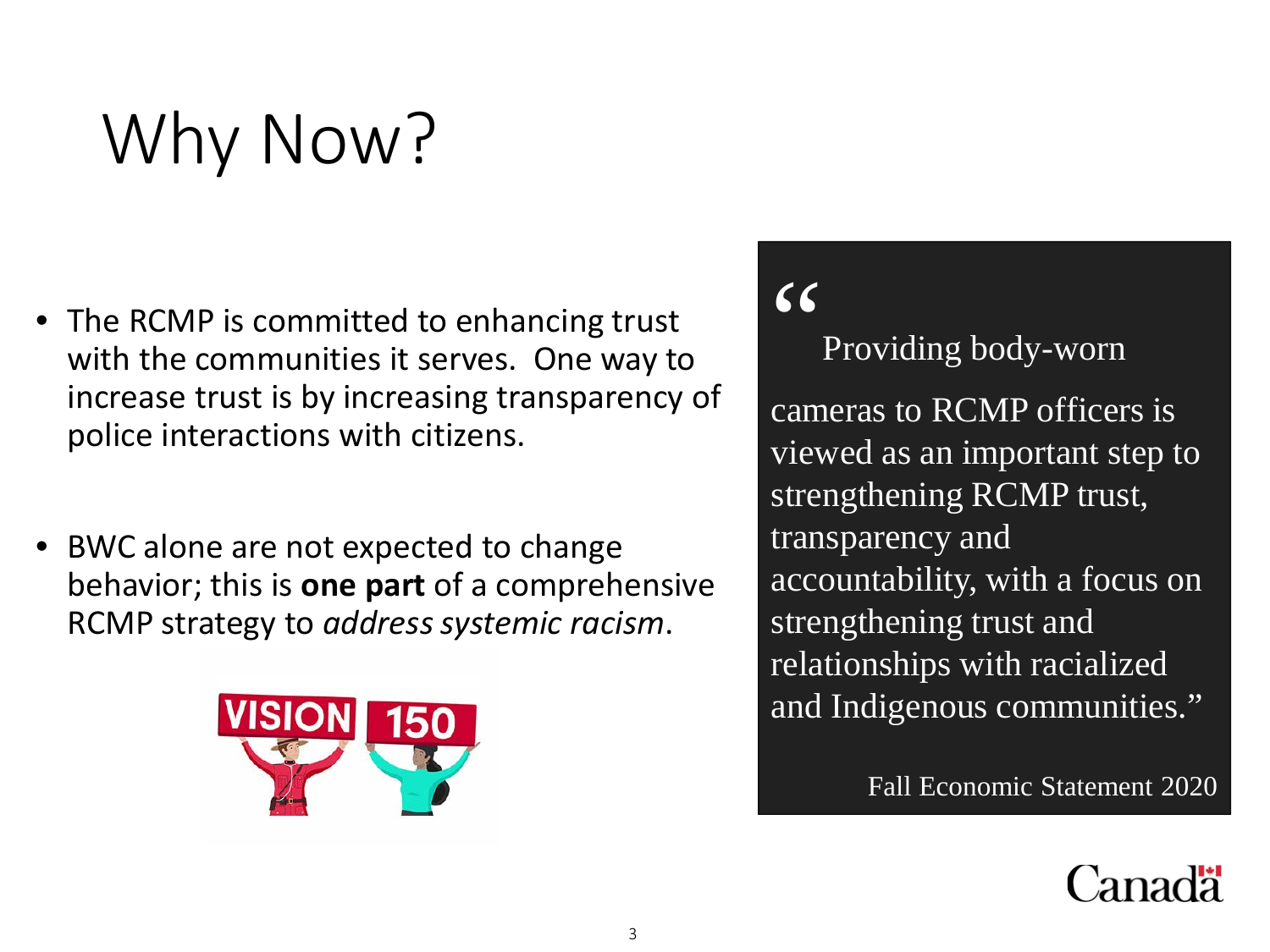# Why Now?

- The RCMP is committed to enhancing trust with the communities it serves. One way to increase trust is by increasing transparency of police interactions with citizens.
- BWC alone are not expected to change behavior; this is **one part** of a comprehensive RCMP strategy to *address systemic racism*.

> "Providing body-worn cameras to RCMP officers is viewed as an important step to strengthening RCMP trust, transparency and accountability, with a focus on strengthening trust and relationships with racialized and Indigenous communities."
>
> Fall Economic Statement 2020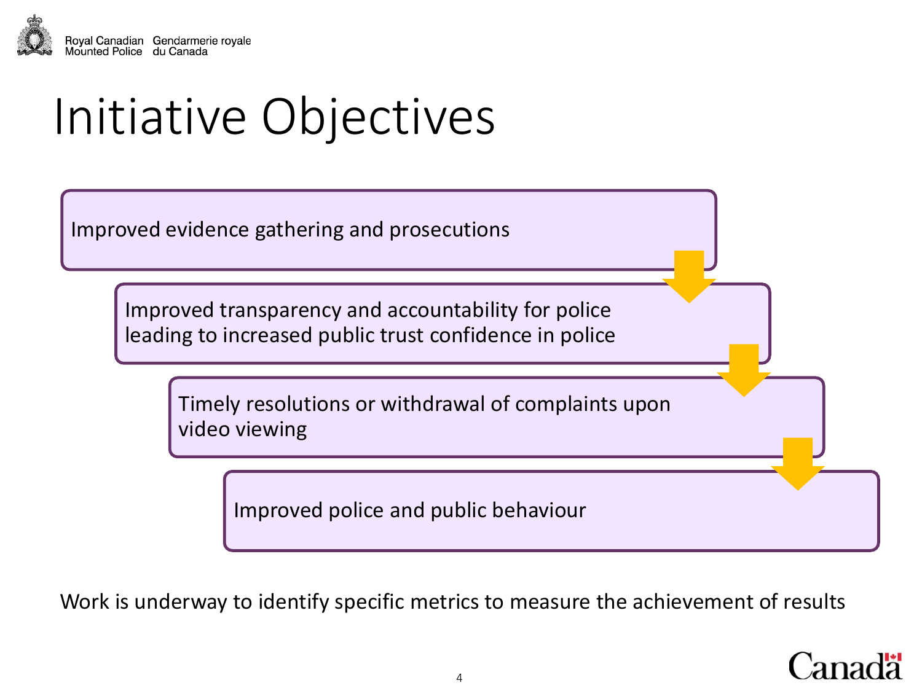# Initiative Objectives

- Improved evidence gathering and prosecutions
- Improved transparency and accountability for police leading to increased public trust confidence in police
- Timely resolutions or withdrawal of complaints upon video viewing
- Improved police and public behaviour

Work is underway to identify specific metrics to measure the achievement of results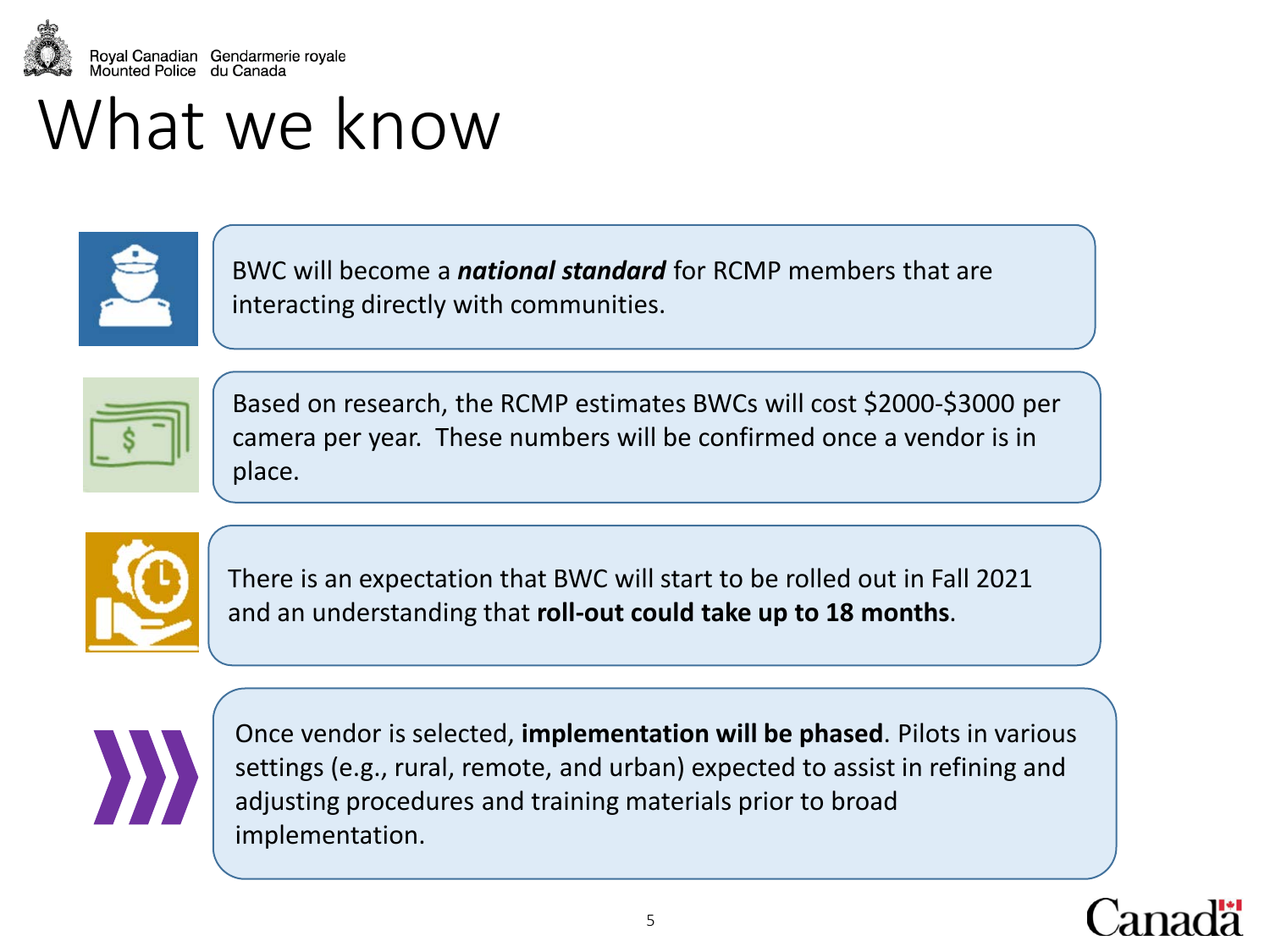# What we know

BWC will become a ***national standard*** for RCMP members that are interacting directly with communities.

Based on research, the RCMP estimates BWCs will cost $2000-$3000 per camera per year. These numbers will be confirmed once a vendor is in place.

There is an expectation that BWC will start to be rolled out in Fall 2021 and an understanding that **roll-out could take up to 18 months**.

Once vendor is selected, **implementation will be phased**. Pilots in various settings (e.g., rural, remote, and urban) expected to assist in refining and adjusting procedures and training materials prior to broad implementation.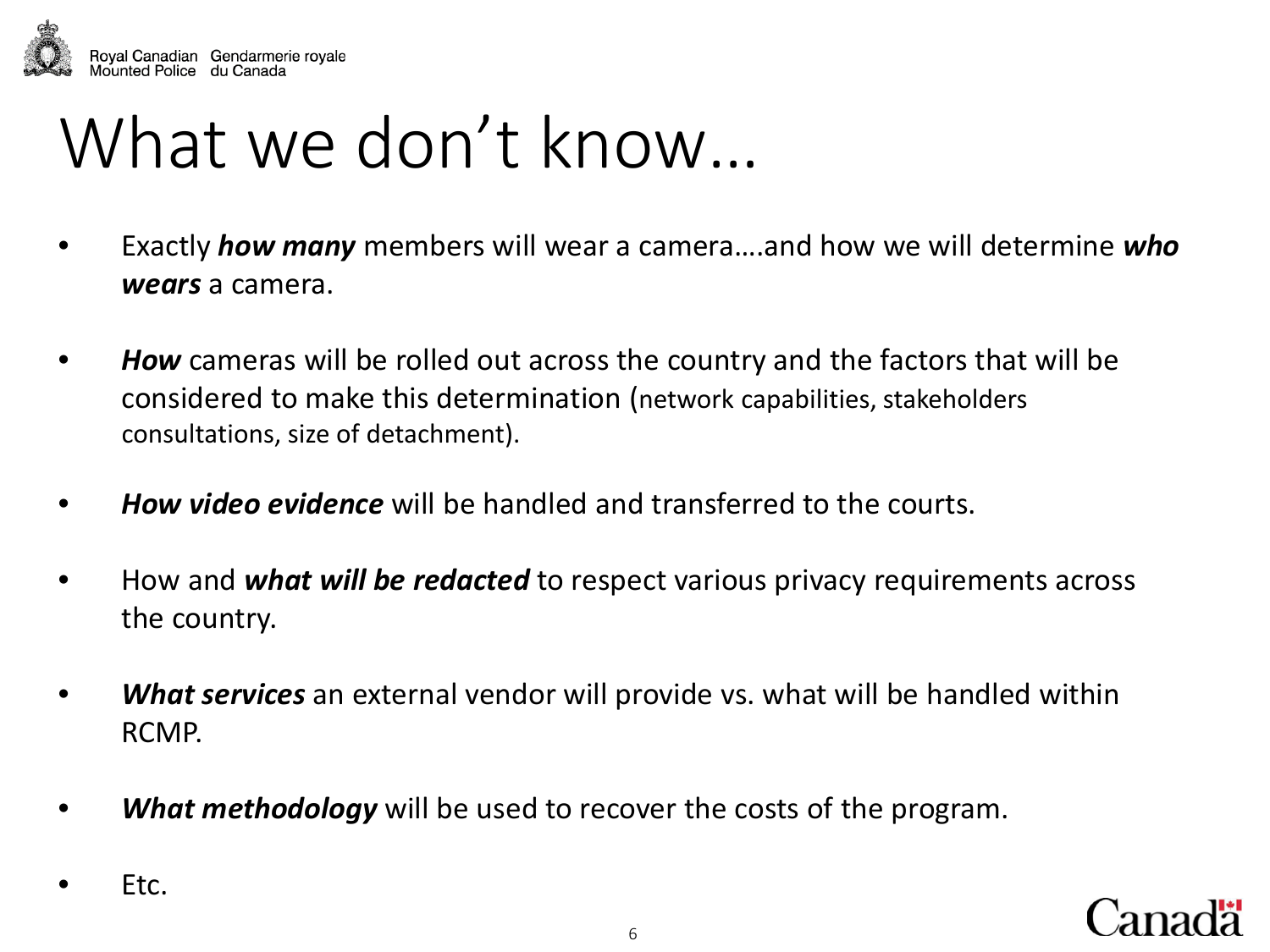# What we don't know…

- Exactly ***how many*** members will wear a camera….and how we will determine ***who wears*** a camera.
- ***How*** cameras will be rolled out across the country and the factors that will be considered to make this determination (network capabilities, stakeholders consultations, size of detachment).
- ***How video evidence*** will be handled and transferred to the courts.
- How and ***what will be redacted*** to respect various privacy requirements across the country.
- ***What services*** an external vendor will provide vs. what will be handled within RCMP.
- ***What methodology*** will be used to recover the costs of the program.
- Etc.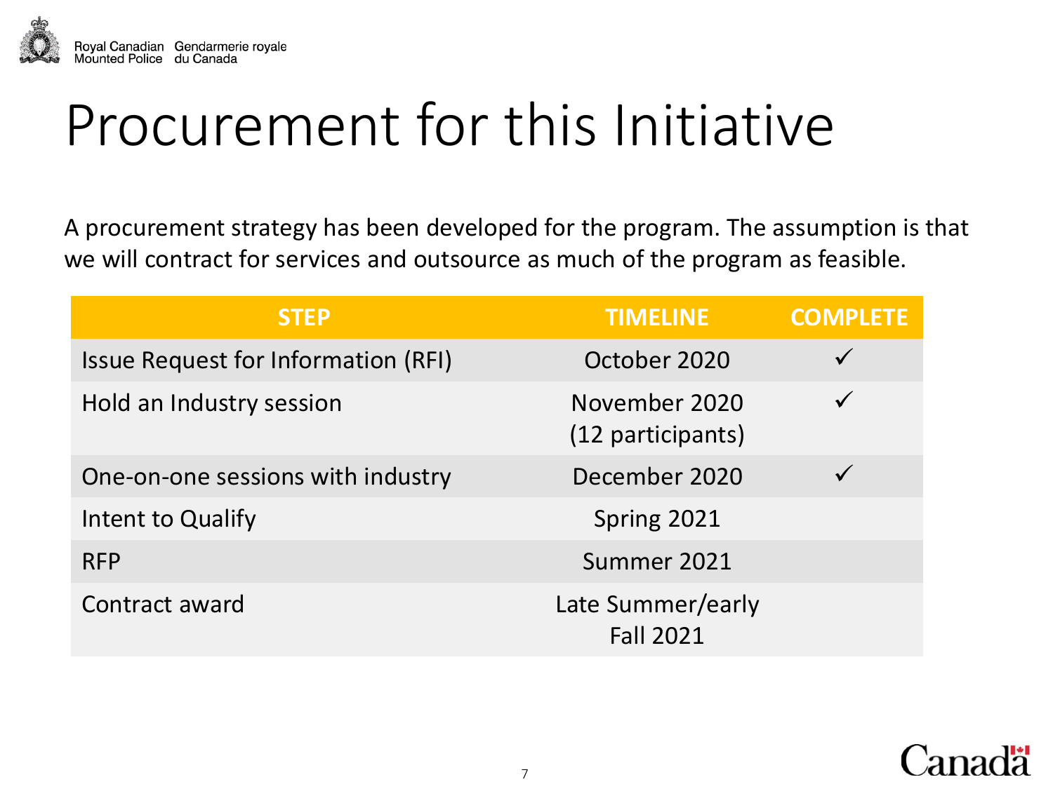# Procurement for this Initiative

A procurement strategy has been developed for the program. The assumption is that we will contract for services and outsource as much of the program as feasible.

| STEP | TIMELINE | COMPLETE |
|---|---|---|
| Issue Request for Information (RFI) | October 2020 | ✓ |
| Hold an Industry session | November 2020 (12 participants) | ✓ |
| One-on-one sessions with industry | December 2020 | ✓ |
| Intent to Qualify | Spring 2021 | |
| RFP | Summer 2021 | |
| Contract award | Late Summer/early Fall 2021 | |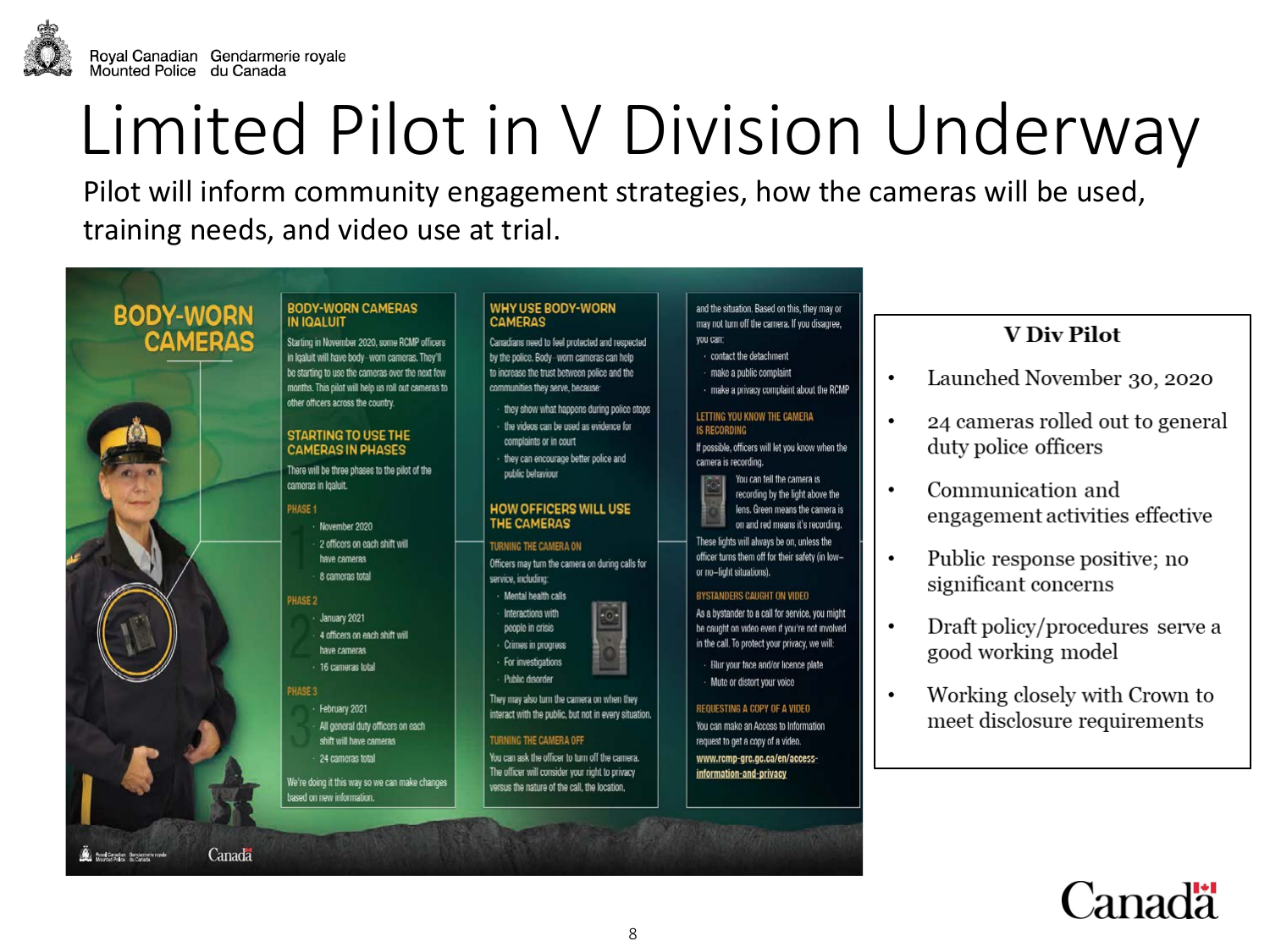# Limited Pilot in V Division Underway

Pilot will inform community engagement strategies, how the cameras will be used, training needs, and video use at trial.

## BODY-WORN CAMERAS

### BODY-WORN CAMERAS IN IQALUIT

Starting in November 2020, some RCMP officers in Iqaluit will have body-worn cameras. They'll be starting to use the cameras over the next few months. This pilot will help us roll out cameras to other officers across the country.

### STARTING TO USE THE CAMERAS IN PHASES

There will be three phases to the pilot of the cameras in Iqaluit.

**PHASE 1**

- November 2020
- 2 officers on each shift will have cameras
- 8 cameras total

**PHASE 2**

- January 2021
- 4 officers on each shift will have cameras
- 16 cameras total

**PHASE 3**

- February 2021
- All general duty officers on each shift will have cameras
- 24 cameras total

We're doing it this way so we can make changes based on new information.

### WHY USE BODY-WORN CAMERAS

Canadians need to feel protected and respected by the police. Body-worn cameras can help to increase the trust between police and the communities they serve, because:

- they show what happens during police stops
- the videos can be used as evidence for complaints or in court
- they can encourage better police and public behaviour

### HOW OFFICERS WILL USE THE CAMERAS

**TURNING THE CAMERA ON**

Officers may turn the camera on during calls for service, including:

- Mental health calls
- Interactions with people in crisis
- Crimes in progress
- For investigations
- Public disorder

They may also turn the camera on when they interact with the public, but not in every situation.

**TURNING THE CAMERA OFF**

You can ask the officer to turn off the camera. The officer will consider your right to privacy versus the nature of the call, the location, and the situation. Based on this, they may or may not turn off the camera. If you disagree, you can:

- contact the detachment
- make a public complaint
- make a privacy complaint about the RCMP

**LETTING YOU KNOW THE CAMERA IS RECORDING**

If possible, officers will let you know when the camera is recording.

You can tell the camera is recording by the light above the lens. Green means the camera is on and red means it's recording.

These lights will always be on, unless the officer turns them off for their safety (in low– or no–light situations).

**BYSTANDERS CAUGHT ON VIDEO**

As a bystander to a call for service, you might be caught on video even if you're not involved in the call. To protect your privacy, we will:

- Blur your face and/or licence plate
- Mute or distort your voice

**REQUESTING A COPY OF A VIDEO**

You can make an Access to Information request to get a copy of a video.

www.rcmp-grc.gc.ca/en/access-information-and-privacy

### V Div Pilot

- Launched November 30, 2020
- 24 cameras rolled out to general duty police officers
- Communication and engagement activities effective
- Public response positive; no significant concerns
- Draft policy/procedures serve a good working model
- Working closely with Crown to meet disclosure requirements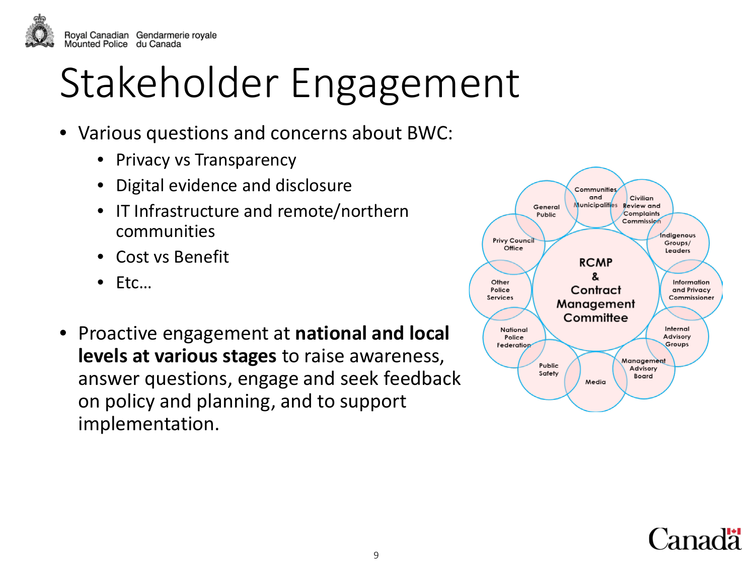# Stakeholder Engagement

- Various questions and concerns about BWC:
  - Privacy vs Transparency
  - Digital evidence and disclosure
  - IT Infrastructure and remote/northern communities
  - Cost vs Benefit
  - Etc…

- Proactive engagement at **national and local levels at various stages** to raise awareness, answer questions, engage and seek feedback on policy and planning, and to support implementation.

RCMP & Contract Management Committee

- Communities and Municipalities
- Civilian Review and Complaints Commission
- Indigenous Groups/ Leaders
- Information and Privacy Commissioner
- Internal Advisory Groups
- Management Advisory Board
- Media
- Public Safety
- National Police Federation
- Other Police Services
- Privy Council Office
- General Public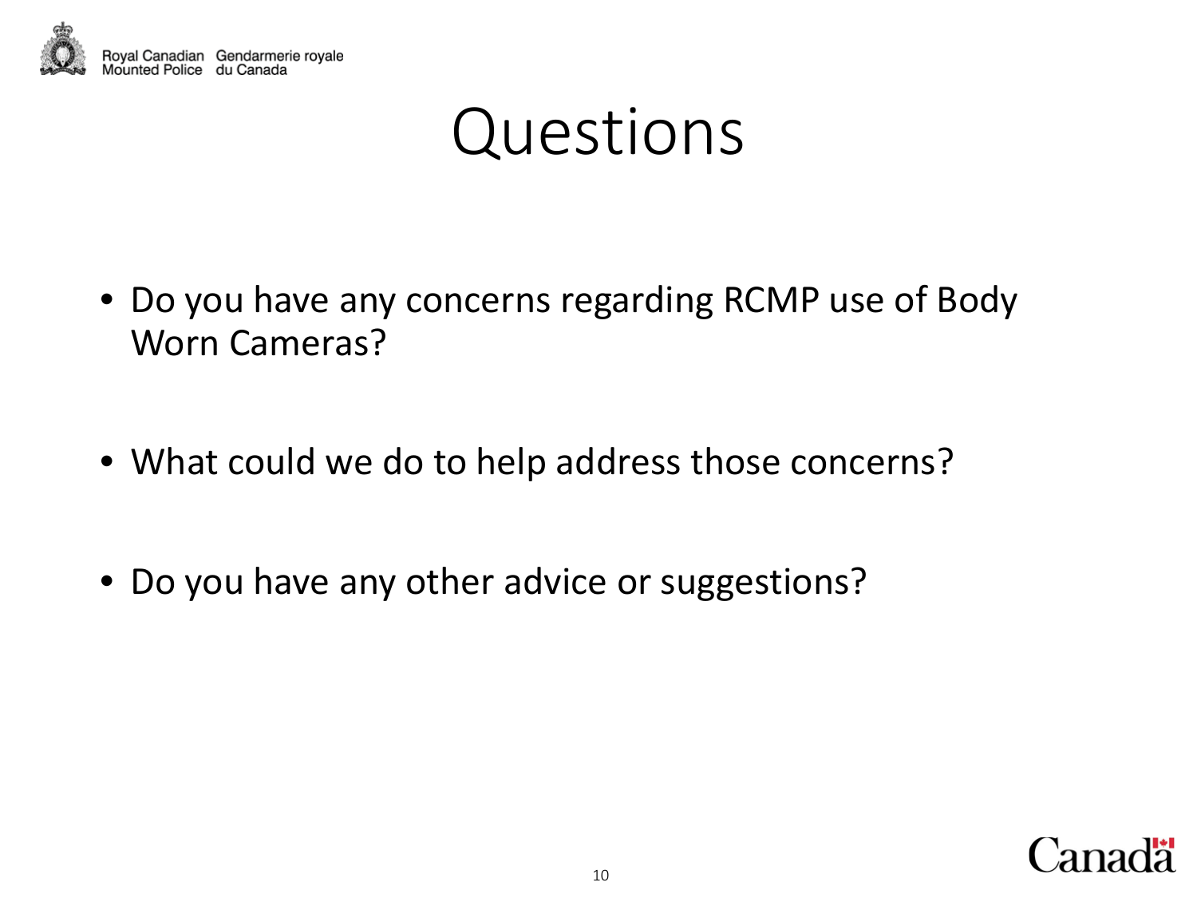# Questions

- Do you have any concerns regarding RCMP use of Body Worn Cameras?
- What could we do to help address those concerns?
- Do you have any other advice or suggestions?